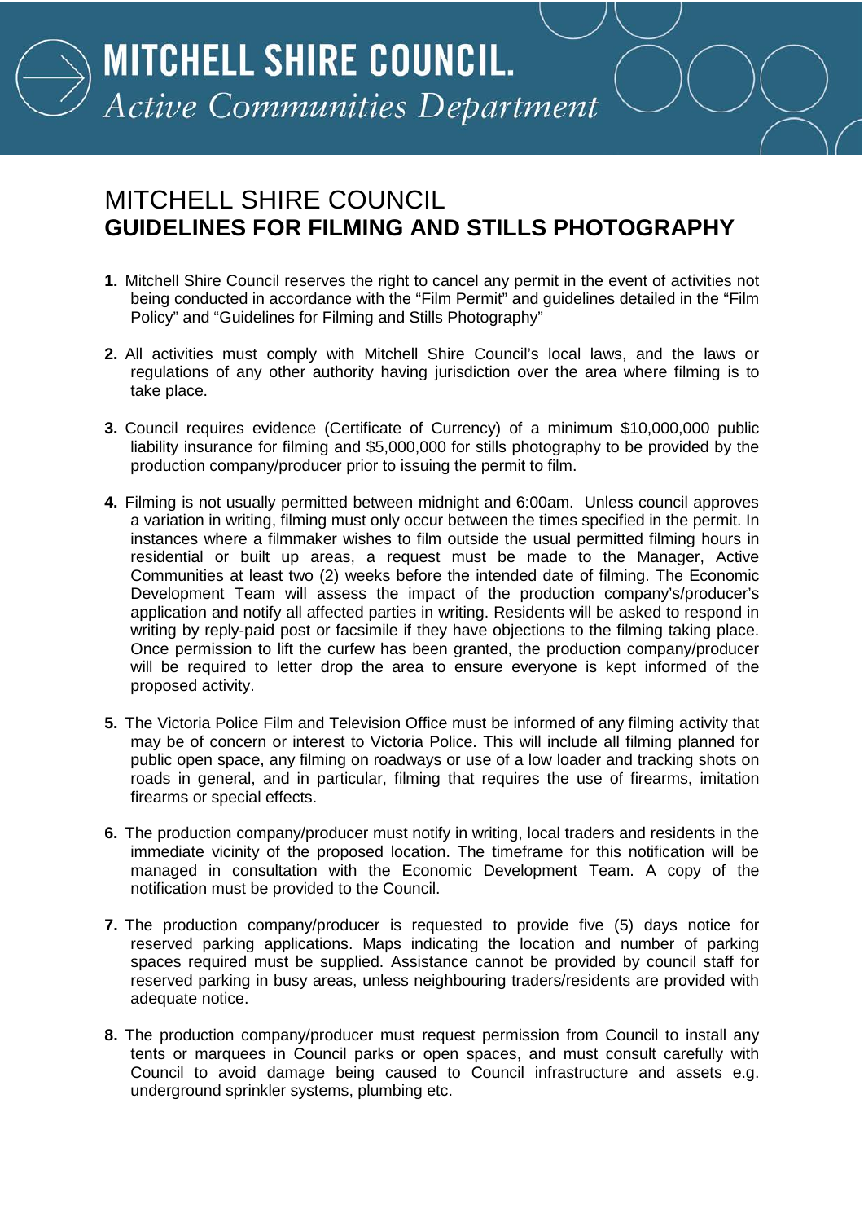# MITCHELL SHIRE COUNCIL.

*Active Communities Department*

## MITCHELL SHIRE COUNCIL
## GUIDELINES FOR FILMING AND STILLS PHOTOGRAPHY

**1.** Mitchell Shire Council reserves the right to cancel any permit in the event of activities not being conducted in accordance with the "Film Permit" and guidelines detailed in the "Film Policy" and "Guidelines for Filming and Stills Photography"

**2.** All activities must comply with Mitchell Shire Council's local laws, and the laws or regulations of any other authority having jurisdiction over the area where filming is to take place.

**3.** Council requires evidence (Certificate of Currency) of a minimum $10,000,000 public liability insurance for filming and $5,000,000 for stills photography to be provided by the production company/producer prior to issuing the permit to film.

**4.** Filming is not usually permitted between midnight and 6:00am. Unless council approves a variation in writing, filming must only occur between the times specified in the permit. In instances where a filmmaker wishes to film outside the usual permitted filming hours in residential or built up areas, a request must be made to the Manager, Active Communities at least two (2) weeks before the intended date of filming. The Economic Development Team will assess the impact of the production company's/producer's application and notify all affected parties in writing. Residents will be asked to respond in writing by reply-paid post or facsimile if they have objections to the filming taking place. Once permission to lift the curfew has been granted, the production company/producer will be required to letter drop the area to ensure everyone is kept informed of the proposed activity.

**5.** The Victoria Police Film and Television Office must be informed of any filming activity that may be of concern or interest to Victoria Police. This will include all filming planned for public open space, any filming on roadways or use of a low loader and tracking shots on roads in general, and in particular, filming that requires the use of firearms, imitation firearms or special effects.

**6.** The production company/producer must notify in writing, local traders and residents in the immediate vicinity of the proposed location. The timeframe for this notification will be managed in consultation with the Economic Development Team. A copy of the notification must be provided to the Council.

**7.** The production company/producer is requested to provide five (5) days notice for reserved parking applications. Maps indicating the location and number of parking spaces required must be supplied. Assistance cannot be provided by council staff for reserved parking in busy areas, unless neighbouring traders/residents are provided with adequate notice.

**8.** The production company/producer must request permission from Council to install any tents or marquees in Council parks or open spaces, and must consult carefully with Council to avoid damage being caused to Council infrastructure and assets e.g. underground sprinkler systems, plumbing etc.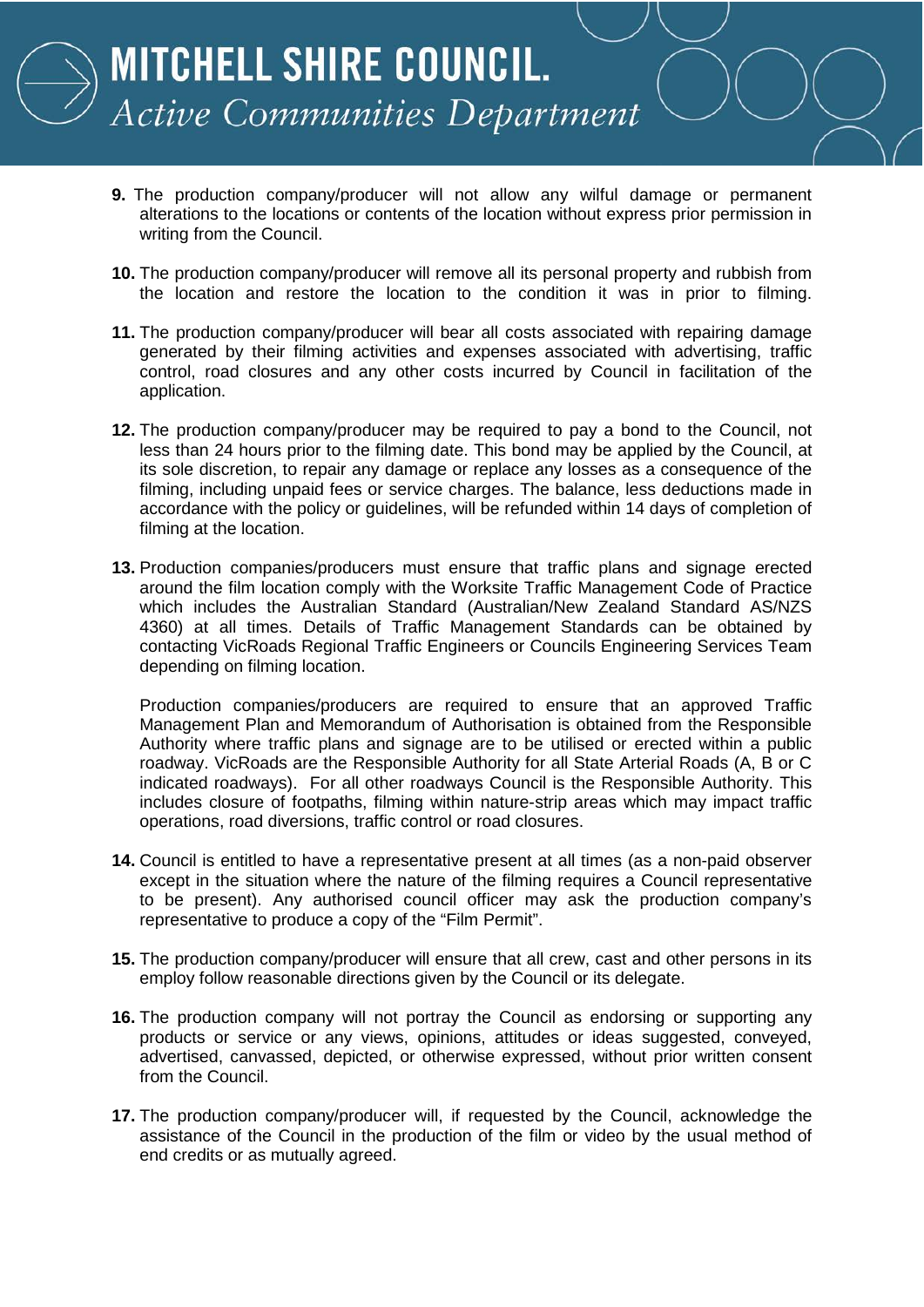9. The production company/producer will not allow any wilful damage or permanent alterations to the locations or contents of the location without express prior permission in writing from the Council.

10. The production company/producer will remove all its personal property and rubbish from the location and restore the location to the condition it was in prior to filming.

11. The production company/producer will bear all costs associated with repairing damage generated by their filming activities and expenses associated with advertising, traffic control, road closures and any other costs incurred by Council in facilitation of the application.

12. The production company/producer may be required to pay a bond to the Council, not less than 24 hours prior to the filming date. This bond may be applied by the Council, at its sole discretion, to repair any damage or replace any losses as a consequence of the filming, including unpaid fees or service charges. The balance, less deductions made in accordance with the policy or guidelines, will be refunded within 14 days of completion of filming at the location.

13. Production companies/producers must ensure that traffic plans and signage erected around the film location comply with the Worksite Traffic Management Code of Practice which includes the Australian Standard (Australian/New Zealand Standard AS/NZS 4360) at all times. Details of Traffic Management Standards can be obtained by contacting VicRoads Regional Traffic Engineers or Councils Engineering Services Team depending on filming location.

    Production companies/producers are required to ensure that an approved Traffic Management Plan and Memorandum of Authorisation is obtained from the Responsible Authority where traffic plans and signage are to be utilised or erected within a public roadway. VicRoads are the Responsible Authority for all State Arterial Roads (A, B or C indicated roadways). For all other roadways Council is the Responsible Authority. This includes closure of footpaths, filming within nature-strip areas which may impact traffic operations, road diversions, traffic control or road closures.

14. Council is entitled to have a representative present at all times (as a non-paid observer except in the situation where the nature of the filming requires a Council representative to be present). Any authorised council officer may ask the production company's representative to produce a copy of the "Film Permit".

15. The production company/producer will ensure that all crew, cast and other persons in its employ follow reasonable directions given by the Council or its delegate.

16. The production company will not portray the Council as endorsing or supporting any products or service or any views, opinions, attitudes or ideas suggested, conveyed, advertised, canvassed, depicted, or otherwise expressed, without prior written consent from the Council.

17. The production company/producer will, if requested by the Council, acknowledge the assistance of the Council in the production of the film or video by the usual method of end credits or as mutually agreed.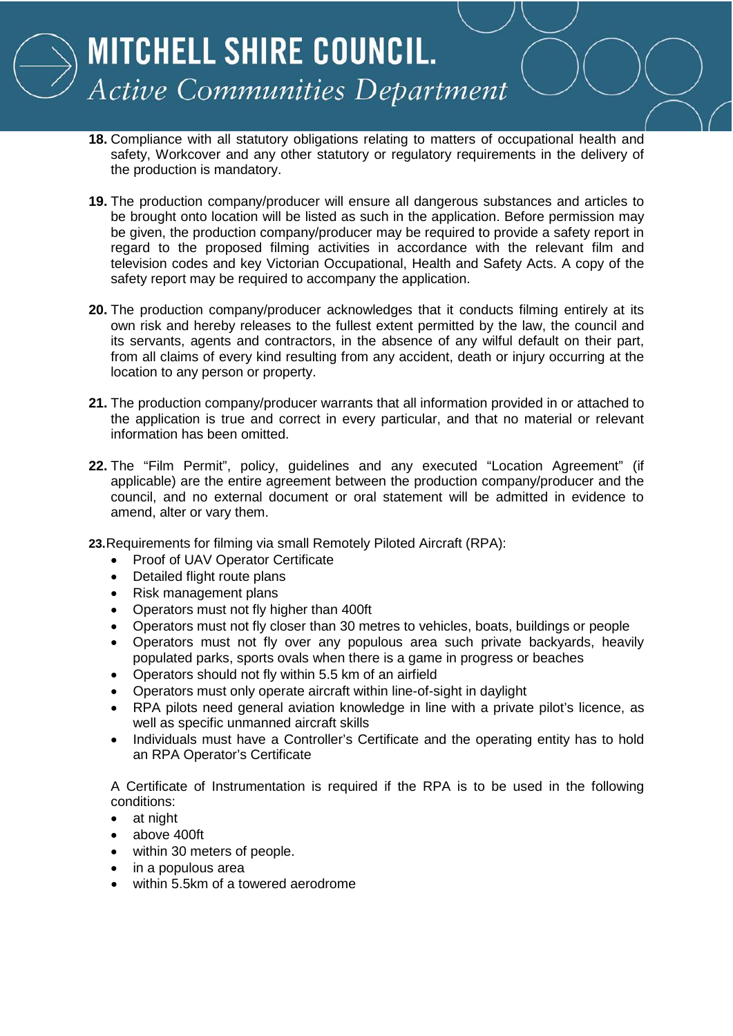**18.** Compliance with all statutory obligations relating to matters of occupational health and safety, Workcover and any other statutory or regulatory requirements in the delivery of the production is mandatory.

**19.** The production company/producer will ensure all dangerous substances and articles to be brought onto location will be listed as such in the application. Before permission may be given, the production company/producer may be required to provide a safety report in regard to the proposed filming activities in accordance with the relevant film and television codes and key Victorian Occupational, Health and Safety Acts. A copy of the safety report may be required to accompany the application.

**20.** The production company/producer acknowledges that it conducts filming entirely at its own risk and hereby releases to the fullest extent permitted by the law, the council and its servants, agents and contractors, in the absence of any wilful default on their part, from all claims of every kind resulting from any accident, death or injury occurring at the location to any person or property.

**21.** The production company/producer warrants that all information provided in or attached to the application is true and correct in every particular, and that no material or relevant information has been omitted.

**22.** The “Film Permit”, policy, guidelines and any executed “Location Agreement” (if applicable) are the entire agreement between the production company/producer and the council, and no external document or oral statement will be admitted in evidence to amend, alter or vary them.

**23.** Requirements for filming via small Remotely Piloted Aircraft (RPA):

- Proof of UAV Operator Certificate
- Detailed flight route plans
- Risk management plans
- Operators must not fly higher than 400ft
- Operators must not fly closer than 30 metres to vehicles, boats, buildings or people
- Operators must not fly over any populous area such private backyards, heavily populated parks, sports ovals when there is a game in progress or beaches
- Operators should not fly within 5.5 km of an airfield
- Operators must only operate aircraft within line-of-sight in daylight
- RPA pilots need general aviation knowledge in line with a private pilot’s licence, as well as specific unmanned aircraft skills
- Individuals must have a Controller’s Certificate and the operating entity has to hold an RPA Operator’s Certificate

A Certificate of Instrumentation is required if the RPA is to be used in the following conditions:

- at night
- above 400ft
- within 30 meters of people.
- in a populous area
- within 5.5km of a towered aerodrome